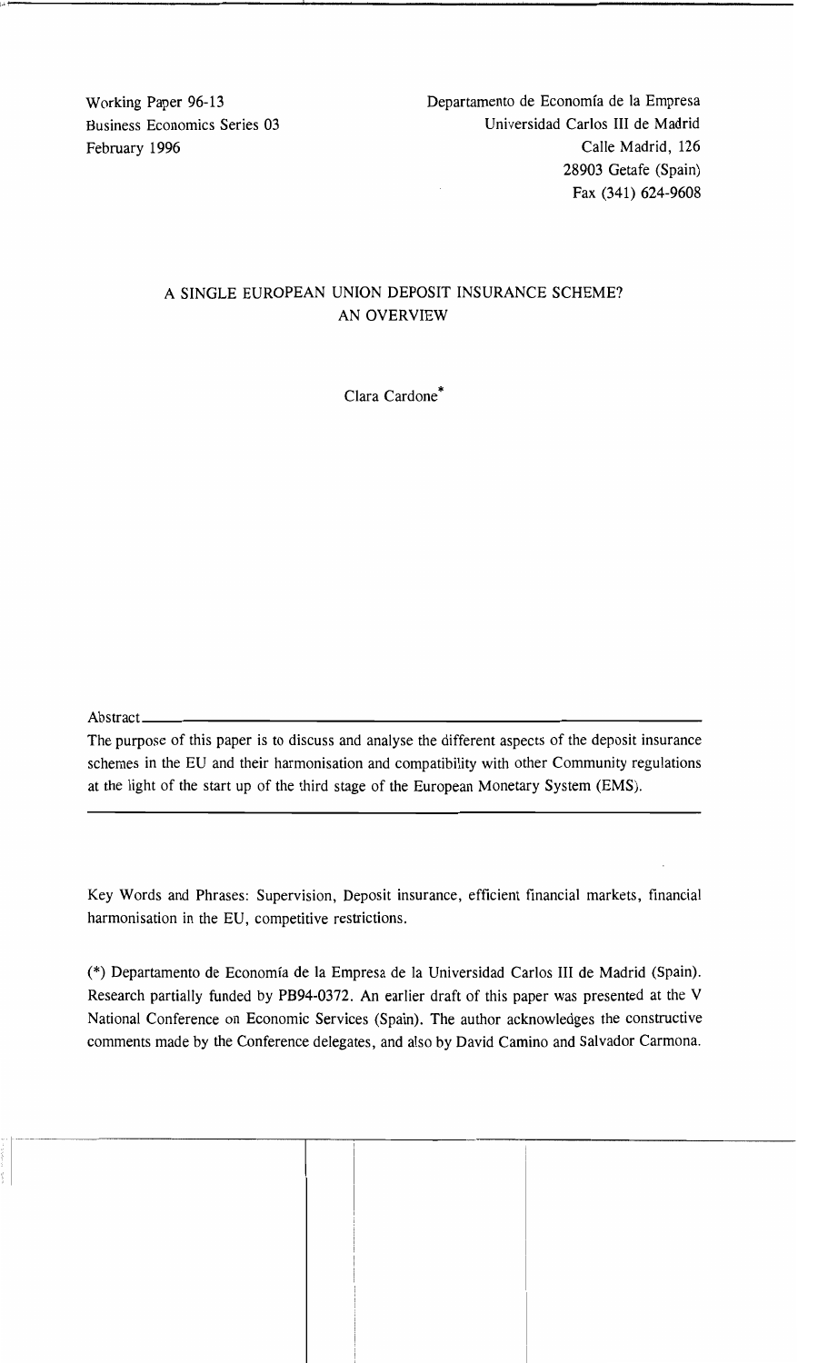Working Paper 96-13
Business Economics Series 03
February 1996

Departamento de Economía de la Empresa
Universidad Carlos III de Madrid
Calle Madrid, 126
28903 Getafe (Spain)
Fax (341) 624-9608

# A SINGLE EUROPEAN UNION DEPOSIT INSURANCE SCHEME? AN OVERVIEW

Clara Cardone*

Abstract

The purpose of this paper is to discuss and analyse the different aspects of the deposit insurance schemes in the EU and their harmonisation and compatibility with other Community regulations at the light of the start up of the third stage of the European Monetary System (EMS).

Key Words and Phrases: Supervision, Deposit insurance, efficient financial markets, financial harmonisation in the EU, competitive restrictions.

(*) Departamento de Economía de la Empresa de la Universidad Carlos III de Madrid (Spain). Research partially funded by PB94-0372. An earlier draft of this paper was presented at the V National Conference on Economic Services (Spain). The author acknowledges the constructive comments made by the Conference delegates, and also by David Camino and Salvador Carmona.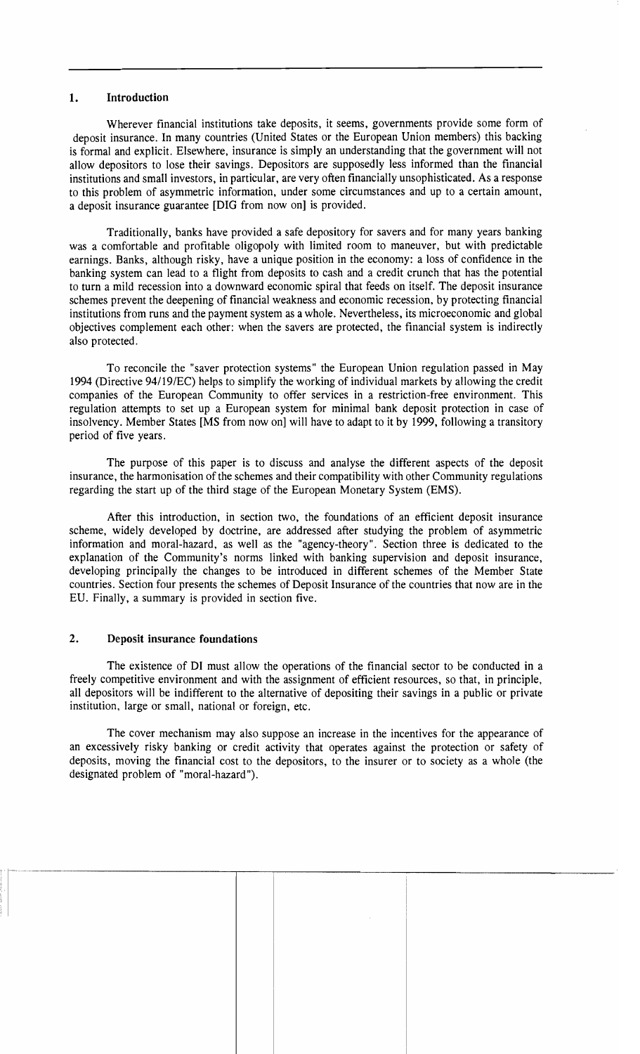## 1. Introduction

Wherever financial institutions take deposits, it seems, governments provide some form of deposit insurance. In many countries (United States or the European Union members) this backing is formal and explicit. Elsewhere, insurance is simply an understanding that the government will not allow depositors to lose their savings. Depositors are supposedly less informed than the financial institutions and small investors, in particular, are very often financially unsophisticated. As a response to this problem of asymmetric information, under some circumstances and up to a certain amount, a deposit insurance guarantee [DIG from now on] is provided.

Traditionally, banks have provided a safe depository for savers and for many years banking was a comfortable and profitable oligopoly with limited room to maneuver, but with predictable earnings. Banks, although risky, have a unique position in the economy: a loss of confidence in the banking system can lead to a flight from deposits to cash and a credit crunch that has the potential to turn a mild recession into a downward economic spiral that feeds on itself. The deposit insurance schemes prevent the deepening of financial weakness and economic recession, by protecting financial institutions from runs and the payment system as a whole. Nevertheless, its microeconomic and global objectives complement each other: when the savers are protected, the financial system is indirectly also protected.

To reconcile the "saver protection systems" the European Union regulation passed in May 1994 (Directive 94/19/EC) helps to simplify the working of individual markets by allowing the credit companies of the European Community to offer services in a restriction-free environment. This regulation attempts to set up a European system for minimal bank deposit protection in case of insolvency. Member States [MS from now on] will have to adapt to it by 1999, following a transitory period of five years.

The purpose of this paper is to discuss and analyse the different aspects of the deposit insurance, the harmonisation of the schemes and their compatibility with other Community regulations regarding the start up of the third stage of the European Monetary System (EMS).

After this introduction, in section two, the foundations of an efficient deposit insurance scheme, widely developed by doctrine, are addressed after studying the problem of asymmetric information and moral-hazard, as well as the "agency-theory". Section three is dedicated to the explanation of the Community's norms linked with banking supervision and deposit insurance, developing principally the changes to be introduced in different schemes of the Member State countries. Section four presents the schemes of Deposit Insurance of the countries that now are in the EU. Finally, a summary is provided in section five.

## 2. Deposit insurance foundations

The existence of DI must allow the operations of the financial sector to be conducted in a freely competitive environment and with the assignment of efficient resources, so that, in principle, all depositors will be indifferent to the alternative of depositing their savings in a public or private institution, large or small, national or foreign, etc.

The cover mechanism may also suppose an increase in the incentives for the appearance of an excessively risky banking or credit activity that operates against the protection or safety of deposits, moving the financial cost to the depositors, to the insurer or to society as a whole (the designated problem of "moral-hazard").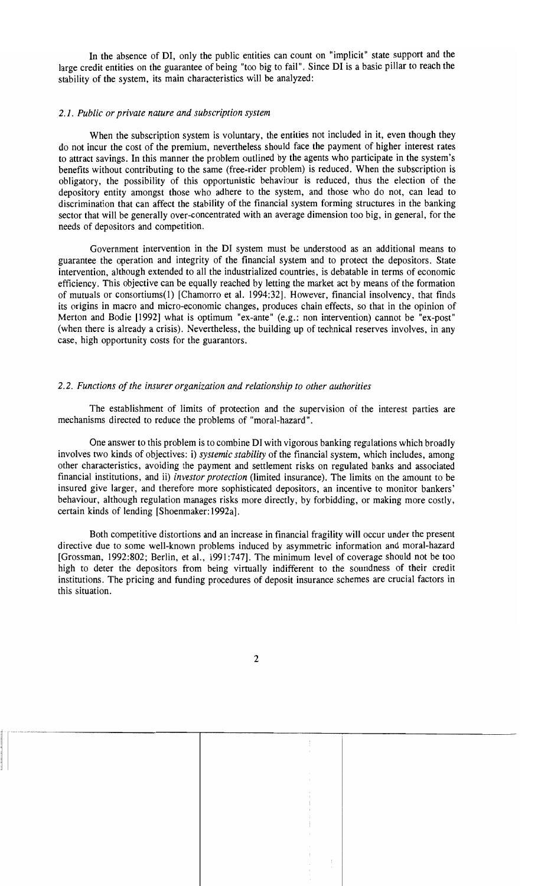In the absence of DI, only the public entities can count on "implicit" state support and the large credit entities on the guarantee of being "too big to fail". Since DI is a basic pillar to reach the stability of the system, its main characteristics will be analyzed:

### *2.1. Public or private nature and subscription system*

When the subscription system is voluntary, the entities not included in it, even though they do not incur the cost of the premium, nevertheless should face the payment of higher interest rates to attract savings. In this manner the problem outlined by the agents who participate in the system's benefits without contributing to the same (free-rider problem) is reduced. When the subscription is obligatory, the possibility of this opportunistic behaviour is reduced, thus the election of the depository entity amongst those who adhere to the system, and those who do not, can lead to discrimination that can affect the stability of the financial system forming structures in the banking sector that will be generally over-concentrated with an average dimension too big, in general, for the needs of depositors and competition.

Government intervention in the DI system must be understood as an additional means to guarantee the operation and integrity of the financial system and to protect the depositors. State intervention, although extended to all the industrialized countries, is debatable in terms of economic efficiency. This objective can be equally reached by letting the market act by means of the formation of mutuals or consortiums(1) [Chamorro et al. 1994:32]. However, financial insolvency, that finds its origins in macro and micro-economic changes, produces chain effects, so that in the opinion of Merton and Bodie [1992] what is optimum "ex-ante" (e.g.: non intervention) cannot be "ex-post" (when there is already a crisis). Nevertheless, the building up of technical reserves involves, in any case, high opportunity costs for the guarantors.

### *2.2. Functions of the insurer organization and relationship to other authorities*

The establishment of limits of protection and the supervision of the interest parties are mechanisms directed to reduce the problems of "moral-hazard".

One answer to this problem is to combine DI with vigorous banking regulations which broadly involves two kinds of objectives: i) *systemic stability* of the financial system, which includes, among other characteristics, avoiding the payment and settlement risks on regulated banks and associated financial institutions, and ii) *investor protection* (limited insurance). The limits on the amount to be insured give larger, and therefore more sophisticated depositors, an incentive to monitor bankers' behaviour, although regulation manages risks more directly, by forbidding, or making more costly, certain kinds of lending [Shoenmaker:1992a].

Both competitive distortions and an increase in financial fragility will occur under the present directive due to some well-known problems induced by asymmetric information and moral-hazard [Grossman, 1992:802; Berlin, et al., 1991:747]. The minimum level of coverage should not be too high to deter the depositors from being virtually indifferent to the soundness of their credit institutions. The pricing and funding procedures of deposit insurance schemes are crucial factors in this situation.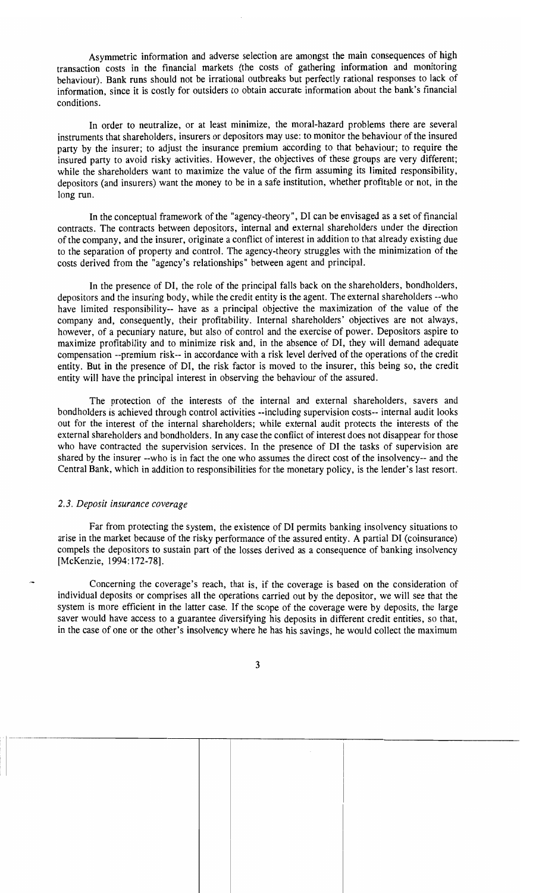Asymmetric information and adverse selection are amongst the main consequences of high transaction costs in the financial markets (the costs of gathering information and monitoring behaviour). Bank runs should not be irrational outbreaks but perfectly rational responses to lack of information, since it is costly for outsiders to obtain accurate information about the bank's financial conditions.

In order to neutralize, or at least minimize, the moral-hazard problems there are several instruments that shareholders, insurers or depositors may use: to monitor the behaviour of the insured party by the insurer; to adjust the insurance premium according to that behaviour; to require the insured party to avoid risky activities. However, the objectives of these groups are very different; while the shareholders want to maximize the value of the firm assuming its limited responsibility, depositors (and insurers) want the money to be in a safe institution, whether profitable or not, in the long run.

In the conceptual framework of the "agency-theory", DI can be envisaged as a set of financial contracts. The contracts between depositors, internal and external shareholders under the direction of the company, and the insurer, originate a conflict of interest in addition to that already existing due to the separation of property and control. The agency-theory struggles with the minimization of the costs derived from the "agency's relationships" between agent and principal.

In the presence of DI, the role of the principal falls back on the shareholders, bondholders, depositors and the insuring body, while the credit entity is the agent. The external shareholders --who have limited responsibility-- have as a principal objective the maximization of the value of the company and, consequently, their profitability. Internal shareholders' objectives are not always, however, of a pecuniary nature, but also of control and the exercise of power. Depositors aspire to maximize profitability and to minimize risk and, in the absence of DI, they will demand adequate compensation --premium risk-- in accordance with a risk level derived of the operations of the credit entity. But in the presence of DI, the risk factor is moved to the insurer, this being so, the credit entity will have the principal interest in observing the behaviour of the assured.

The protection of the interests of the internal and external shareholders, savers and bondholders is achieved through control activities --including supervision costs-- internal audit looks out for the interest of the internal shareholders; while external audit protects the interests of the external shareholders and bondholders. In any case the conflict of interest does not disappear for those who have contracted the supervision services. In the presence of DI the tasks of supervision are shared by the insurer --who is in fact the one who assumes the direct cost of the insolvency-- and the Central Bank, which in addition to responsibilities for the monetary policy, is the lender's last resort.

### *2.3. Deposit insurance coverage*

Far from protecting the system, the existence of DI permits banking insolvency situations to arise in the market because of the risky performance of the assured entity. A partial DI (coinsurance) compels the depositors to sustain part of the losses derived as a consequence of banking insolvency [McKenzie, 1994:172-78].

Concerning the coverage's reach, that is, if the coverage is based on the consideration of individual deposits or comprises all the operations carried out by the depositor, we will see that the system is more efficient in the latter case. If the scope of the coverage were by deposits, the large saver would have access to a guarantee diversifying his deposits in different credit entities, so that, in the case of one or the other's insolvency where he has his savings, he would collect the maximum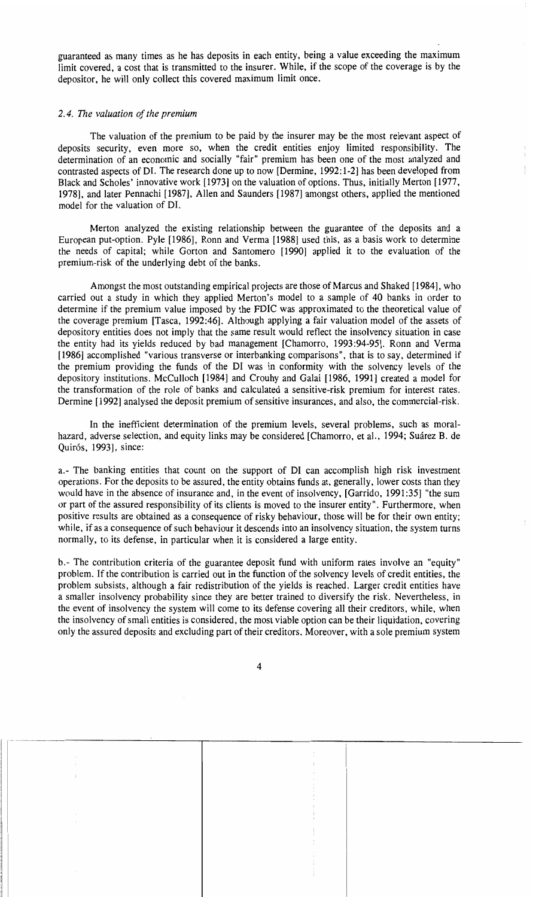guaranteed as many times as he has deposits in each entity, being a value exceeding the maximum limit covered, a cost that is transmitted to the insurer. While, if the scope of the coverage is by the depositor, he will only collect this covered maximum limit once.

### *2.4. The valuation of the premium*

The valuation of the premium to be paid by the insurer may be the most relevant aspect of deposits security, even more so, when the credit entities enjoy limited responsibility. The determination of an economic and socially "fair" premium has been one of the most analyzed and contrasted aspects of DI. The research done up to now [Dermine, 1992:1-2] has been developed from Black and Scholes' innovative work [1973] on the valuation of options. Thus, initially Merton [1977, 1978], and later Pennachi [1987], Allen and Saunders [1987] amongst others, applied the mentioned model for the valuation of DI.

Merton analyzed the existing relationship between the guarantee of the deposits and a European put-option. Pyle [1986], Ronn and Verma [1988] used this, as a basis work to determine the needs of capital; while Gorton and Santomero [1990] applied it to the evaluation of the premium-risk of the underlying debt of the banks.

Amongst the most outstanding empirical projects are those of Marcus and Shaked [1984], who carried out a study in which they applied Merton's model to a sample of 40 banks in order to determine if the premium value imposed by the FDIC was approximated to the theoretical value of the coverage premium [Tasca, 1992:46]. Although applying a fair valuation model of the assets of depository entities does not imply that the same result would reflect the insolvency situation in case the entity had its yields reduced by bad management [Chamorro, 1993:94-95]. Ronn and Verma [1986] accomplished "various transverse or interbanking comparisons", that is to say, determined if the premium providing the funds of the DI was in conformity with the solvency levels of the depository institutions. McCulloch [1984] and Crouhy and Galai [1986, 1991] created a model for the transformation of the role of banks and calculated a sensitive-risk premium for interest rates. Dermine [1992] analysed the deposit premium of sensitive insurances, and also, the commercial-risk.

In the inefficient determination of the premium levels, several problems, such as moral-hazard, adverse selection, and equity links may be considered [Chamorro, et al., 1994; Suárez B. de Quirós, 1993], since:

a.- The banking entities that count on the support of DI can accomplish high risk investment operations. For the deposits to be assured, the entity obtains funds at, generally, lower costs than they would have in the absence of insurance and, in the event of insolvency, [Garrido, 1991:35] "the sum or part of the assured responsibility of its clients is moved to the insurer entity". Furthermore, when positive results are obtained as a consequence of risky behaviour, those will be for their own entity; while, if as a consequence of such behaviour it descends into an insolvency situation, the system turns normally, to its defense, in particular when it is considered a large entity.

b.- The contribution criteria of the guarantee deposit fund with uniform rates involve an "equity" problem. If the contribution is carried out in the function of the solvency levels of credit entities, the problem subsists, although a fair redistribution of the yields is reached. Larger credit entities have a smaller insolvency probability since they are better trained to diversify the risk. Nevertheless, in the event of insolvency the system will come to its defense covering all their creditors, while, when the insolvency of small entities is considered, the most viable option can be their liquidation, covering only the assured deposits and excluding part of their creditors. Moreover, with a sole premium system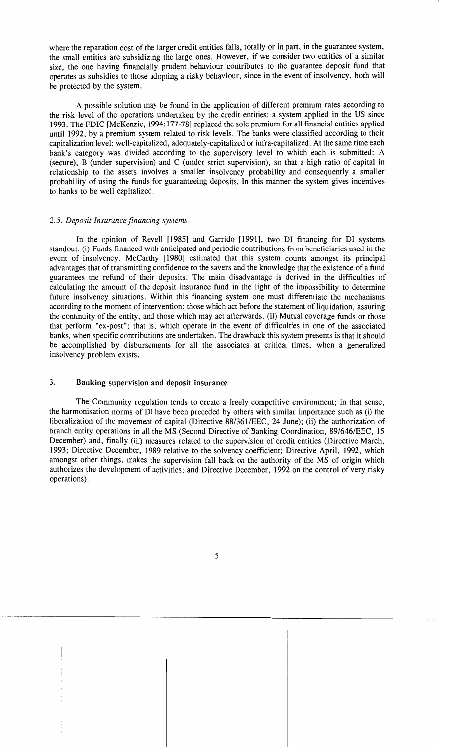where the reparation cost of the larger credit entities falls, totally or in part, in the guarantee system, the small entities are subsidizing the large ones. However, if we consider two entities of a similar size, the one having financially prudent behaviour contributes to the guarantee deposit fund that operates as subsidies to those adopting a risky behaviour, since in the event of insolvency, both will be protected by the system.

A possible solution may be found in the application of different premium rates according to the risk level of the operations undertaken by the credit entities: a system applied in the US since 1993. The FDIC [McKenzie, 1994:177-78] replaced the sole premium for all financial entities applied until 1992, by a premium system related to risk levels. The banks were classified according to their capitalization level: well-capitalized, adequately-capitalized or infra-capitalized. At the same time each bank's category was divided according to the supervisory level to which each is submitted: A (secure), B (under supervision) and C (under strict supervision), so that a high ratio of capital in relationship to the assets involves a smaller insolvency probability and consequently a smaller probability of using the funds for guaranteeing deposits. In this manner the system gives incentives to banks to be well capitalized.

### *2.5. Deposit Insurance financing systems*

In the opinion of Revell [1985] and Garrido [1991], two DI financing for DI systems standout. (i) Funds financed with anticipated and periodic contributions from beneficiaries used in the event of insolvency. McCarthy [1980] estimated that this system counts amongst its principal advantages that of transmitting confidence to the savers and the knowledge that the existence of a fund guarantees the refund of their deposits. The main disadvantage is derived in the difficulties of calculating the amount of the deposit insurance fund in the light of the impossibility to determine future insolvency situations. Within this financing system one must differentiate the mechanisms according to the moment of intervention: those which act before the statement of liquidation, assuring the continuity of the entity, and those which may act afterwards. (ii) Mutual coverage funds or those that perform "ex-post"; that is, which operate in the event of difficulties in one of the associated banks, when specific contributions are undertaken. The drawback this system presents is that it should be accomplished by disbursements for all the associates at critical times, when a generalized insolvency problem exists.

## 3. Banking supervision and deposit insurance

The Community regulation tends to create a freely competitive environment; in that sense, the harmonisation norms of DI have been preceded by others with similar importance such as (i) the liberalization of the movement of capital (Directive 88/361/EEC, 24 June); (ii) the authorization of branch entity operations in all the MS (Second Directive of Banking Coordination, 89/646/EEC, 15 December) and, finally (iii) measures related to the supervision of credit entities (Directive March, 1993; Directive December, 1989 relative to the solvency coefficient; Directive April, 1992, which amongst other things, makes the supervision fall back on the authority of the MS of origin which authorizes the development of activities; and Directive December, 1992 on the control of very risky operations).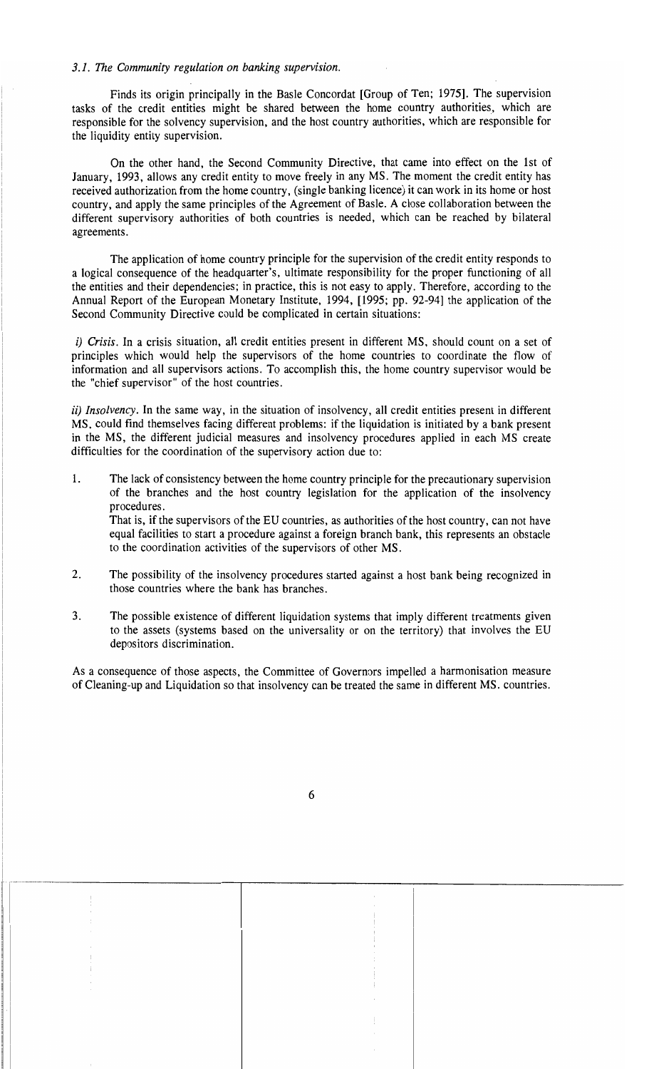### *3.1. The Community regulation on banking supervision.*

Finds its origin principally in the Basle Concordat [Group of Ten; 1975]. The supervision tasks of the credit entities might be shared between the home country authorities, which are responsible for the solvency supervision, and the host country authorities, which are responsible for the liquidity entity supervision.

On the other hand, the Second Community Directive, that came into effect on the 1st of January, 1993, allows any credit entity to move freely in any MS. The moment the credit entity has received authorization from the home country, (single banking licence) it can work in its home or host country, and apply the same principles of the Agreement of Basle. A close collaboration between the different supervisory authorities of both countries is needed, which can be reached by bilateral agreements.

The application of home country principle for the supervision of the credit entity responds to a logical consequence of the headquarter's, ultimate responsibility for the proper functioning of all the entities and their dependencies; in practice, this is not easy to apply. Therefore, according to the Annual Report of the European Monetary Institute, 1994, [1995; pp. 92-94] the application of the Second Community Directive could be complicated in certain situations:

*i) Crisis*. In a crisis situation, all credit entities present in different MS, should count on a set of principles which would help the supervisors of the home countries to coordinate the flow of information and all supervisors actions. To accomplish this, the home country supervisor would be the "chief supervisor" of the host countries.

*ii) Insolvency*. In the same way, in the situation of insolvency, all credit entities present in different MS, could find themselves facing different problems: if the liquidation is initiated by a bank present in the MS, the different judicial measures and insolvency procedures applied in each MS create difficulties for the coordination of the supervisory action due to:

1. The lack of consistency between the home country principle for the precautionary supervision of the branches and the host country legislation for the application of the insolvency procedures.
   That is, if the supervisors of the EU countries, as authorities of the host country, can not have equal facilities to start a procedure against a foreign branch bank, this represents an obstacle to the coordination activities of the supervisors of other MS.

2. The possibility of the insolvency procedures started against a host bank being recognized in those countries where the bank has branches.

3. The possible existence of different liquidation systems that imply different treatments given to the assets (systems based on the universality or on the territory) that involves the EU depositors discrimination.

As a consequence of those aspects, the Committee of Governors impelled a harmonisation measure of Cleaning-up and Liquidation so that insolvency can be treated the same in different MS. countries.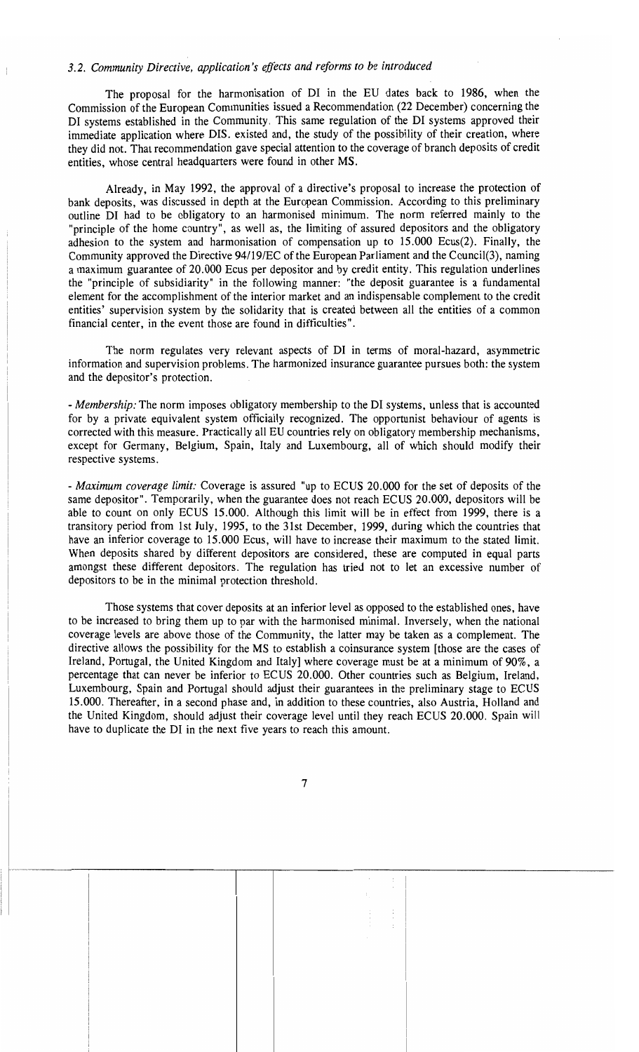### *3.2. Community Directive, application's effects and reforms to be introduced*

The proposal for the harmonisation of DI in the EU dates back to 1986, when the Commission of the European Communities issued a Recommendation (22 December) concerning the DI systems established in the Community. This same regulation of the DI systems approved their immediate application where DIS. existed and, the study of the possibility of their creation, where they did not. That recommendation gave special attention to the coverage of branch deposits of credit entities, whose central headquarters were found in other MS.

Already, in May 1992, the approval of a directive's proposal to increase the protection of bank deposits, was discussed in depth at the European Commission. According to this preliminary outline DI had to be obligatory to an harmonised minimum. The norm referred mainly to the "principle of the home country", as well as, the limiting of assured depositors and the obligatory adhesion to the system and harmonisation of compensation up to 15.000 Ecus(2). Finally, the Community approved the Directive 94/19/EC of the European Parliament and the Council(3), naming a maximum guarantee of 20.000 Ecus per depositor and by credit entity. This regulation underlines the "principle of subsidiarity" in the following manner: "the deposit guarantee is a fundamental element for the accomplishment of the interior market and an indispensable complement to the credit entities' supervision system by the solidarity that is created between all the entities of a common financial center, in the event those are found in difficulties".

The norm regulates very relevant aspects of DI in terms of moral-hazard, asymmetric information and supervision problems. The harmonized insurance guarantee pursues both: the system and the depositor's protection.

- *Membership:* The norm imposes obligatory membership to the DI systems, unless that is accounted for by a private equivalent system officially recognized. The opportunist behaviour of agents is corrected with this measure. Practically all EU countries rely on obligatory membership mechanisms, except for Germany, Belgium, Spain, Italy and Luxembourg, all of which should modify their respective systems.

- *Maximum coverage limit:* Coverage is assured "up to ECUS 20.000 for the set of deposits of the same depositor". Temporarily, when the guarantee does not reach ECUS 20.000, depositors will be able to count on only ECUS 15.000. Although this limit will be in effect from 1999, there is a transitory period from 1st July, 1995, to the 31st December, 1999, during which the countries that have an inferior coverage to 15.000 Ecus, will have to increase their maximum to the stated limit. When deposits shared by different depositors are considered, these are computed in equal parts amongst these different depositors. The regulation has tried not to let an excessive number of depositors to be in the minimal protection threshold.

Those systems that cover deposits at an inferior level as opposed to the established ones, have to be increased to bring them up to par with the harmonised minimal. Inversely, when the national coverage levels are above those of the Community, the latter may be taken as a complement. The directive allows the possibility for the MS to establish a coinsurance system [those are the cases of Ireland, Portugal, the United Kingdom and Italy] where coverage must be at a minimum of 90%, a percentage that can never be inferior to ECUS 20.000. Other countries such as Belgium, Ireland, Luxembourg, Spain and Portugal should adjust their guarantees in the preliminary stage to ECUS 15.000. Thereafter, in a second phase and, in addition to these countries, also Austria, Holland and the United Kingdom, should adjust their coverage level until they reach ECUS 20.000. Spain will have to duplicate the DI in the next five years to reach this amount.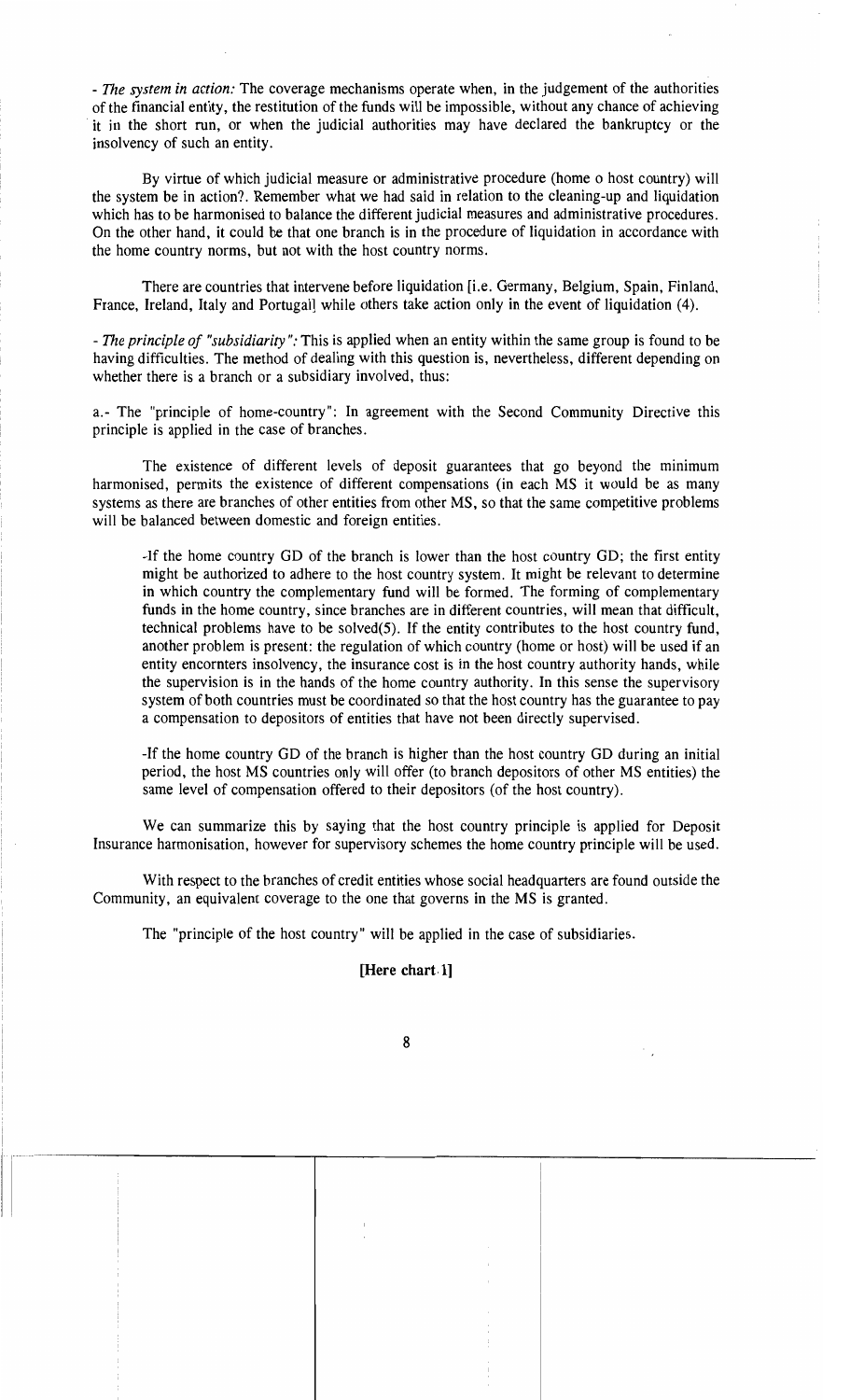- *The system in action:* The coverage mechanisms operate when, in the judgement of the authorities of the financial entity, the restitution of the funds will be impossible, without any chance of achieving it in the short run, or when the judicial authorities may have declared the bankruptcy or the insolvency of such an entity.

By virtue of which judicial measure or administrative procedure (home o host country) will the system be in action?. Remember what we had said in relation to the cleaning-up and liquidation which has to be harmonised to balance the different judicial measures and administrative procedures. On the other hand, it could be that one branch is in the procedure of liquidation in accordance with the home country norms, but not with the host country norms.

There are countries that intervene before liquidation [i.e. Germany, Belgium, Spain, Finland, France, Ireland, Italy and Portugal] while others take action only in the event of liquidation (4).

- *The principle of "subsidiarity":* This is applied when an entity within the same group is found to be having difficulties. The method of dealing with this question is, nevertheless, different depending on whether there is a branch or a subsidiary involved, thus:

a.- The "principle of home-country": In agreement with the Second Community Directive this principle is applied in the case of branches.

The existence of different levels of deposit guarantees that go beyond the minimum harmonised, permits the existence of different compensations (in each MS it would be as many systems as there are branches of other entities from other MS, so that the same competitive problems will be balanced between domestic and foreign entities.

-If the home country GD of the branch is lower than the host country GD; the first entity might be authorized to adhere to the host country system. It might be relevant to determine in which country the complementary fund will be formed. The forming of complementary funds in the home country, since branches are in different countries, will mean that difficult, technical problems have to be solved(5). If the entity contributes to the host country fund, another problem is present: the regulation of which country (home or host) will be used if an entity encornters insolvency, the insurance cost is in the host country authority hands, while the supervision is in the hands of the home country authority. In this sense the supervisory system of both countries must be coordinated so that the host country has the guarantee to pay a compensation to depositors of entities that have not been directly supervised.

-If the home country GD of the branch is higher than the host country GD during an initial period, the host MS countries only will offer (to branch depositors of other MS entities) the same level of compensation offered to their depositors (of the host country).

We can summarize this by saying that the host country principle is applied for Deposit Insurance harmonisation, however for supervisory schemes the home country principle will be used.

With respect to the branches of credit entities whose social headquarters are found outside the Community, an equivalent coverage to the one that governs in the MS is granted.

The "principle of the host country" will be applied in the case of subsidiaries.

**[Here chart 1]**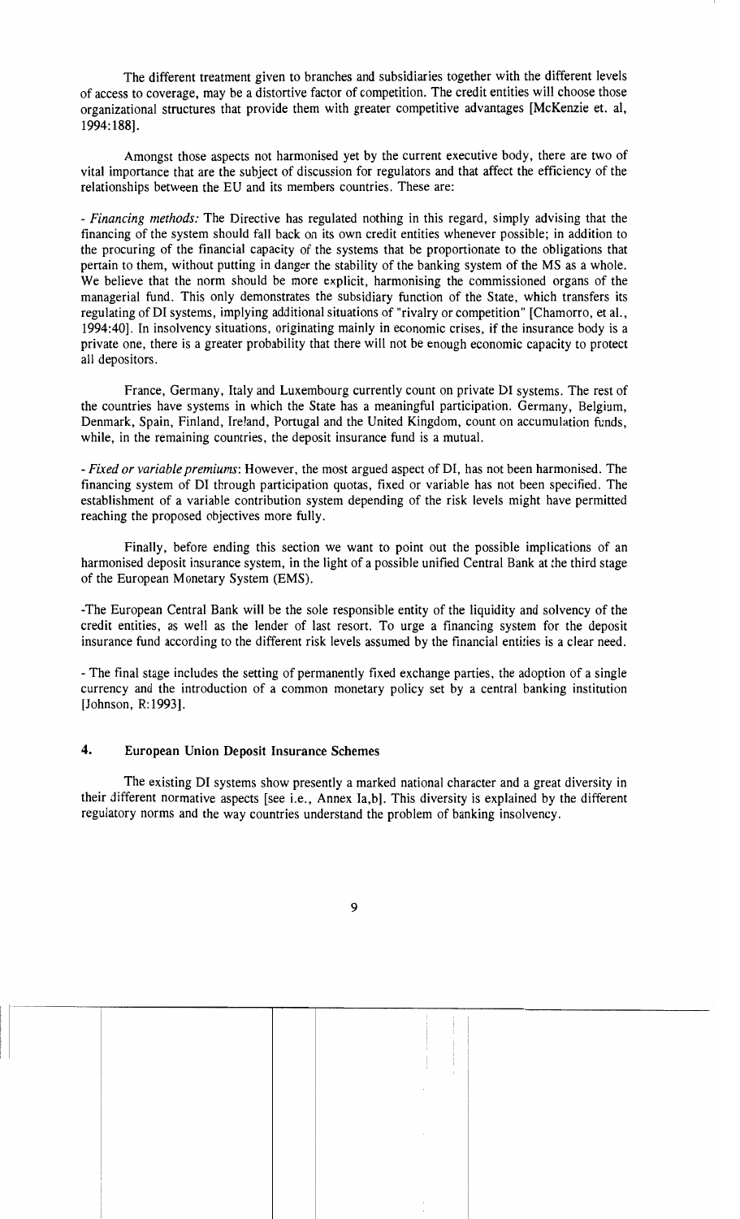The different treatment given to branches and subsidiaries together with the different levels of access to coverage, may be a distortive factor of competition. The credit entities will choose those organizational structures that provide them with greater competitive advantages [McKenzie et. al, 1994:188].

Amongst those aspects not harmonised yet by the current executive body, there are two of vital importance that are the subject of discussion for regulators and that affect the efficiency of the relationships between the EU and its members countries. These are:

- *Financing methods:* The Directive has regulated nothing in this regard, simply advising that the financing of the system should fall back on its own credit entities whenever possible; in addition to the procuring of the financial capacity of the systems that be proportionate to the obligations that pertain to them, without putting in danger the stability of the banking system of the MS as a whole. We believe that the norm should be more explicit, harmonising the commissioned organs of the managerial fund. This only demonstrates the subsidiary function of the State, which transfers its regulating of DI systems, implying additional situations of "rivalry or competition" [Chamorro, et al., 1994:40]. In insolvency situations, originating mainly in economic crises, if the insurance body is a private one, there is a greater probability that there will not be enough economic capacity to protect all depositors.

France, Germany, Italy and Luxembourg currently count on private DI systems. The rest of the countries have systems in which the State has a meaningful participation. Germany, Belgium, Denmark, Spain, Finland, Ireland, Portugal and the United Kingdom, count on accumulation funds, while, in the remaining countries, the deposit insurance fund is a mutual.

- *Fixed or variable premiums*: However, the most argued aspect of DI, has not been harmonised. The financing system of DI through participation quotas, fixed or variable has not been specified. The establishment of a variable contribution system depending of the risk levels might have permitted reaching the proposed objectives more fully.

Finally, before ending this section we want to point out the possible implications of an harmonised deposit insurance system, in the light of a possible unified Central Bank at the third stage of the European Monetary System (EMS).

-The European Central Bank will be the sole responsible entity of the liquidity and solvency of the credit entities, as well as the lender of last resort. To urge a financing system for the deposit insurance fund according to the different risk levels assumed by the financial entities is a clear need.

- The final stage includes the setting of permanently fixed exchange parties, the adoption of a single currency and the introduction of a common monetary policy set by a central banking institution [Johnson, R:1993].

## 4. European Union Deposit Insurance Schemes

The existing DI systems show presently a marked national character and a great diversity in their different normative aspects [see i.e., Annex Ia,b]. This diversity is explained by the different regulatory norms and the way countries understand the problem of banking insolvency.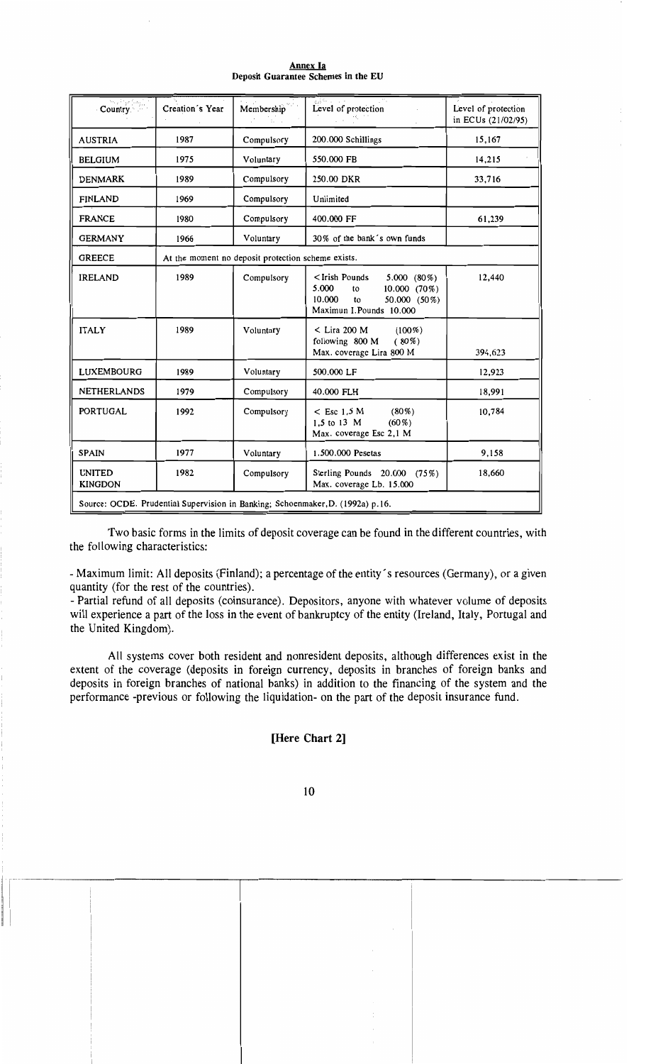**Annex Ia**
**Deposit Guarantee Schemes in the EU**

| Country | Creation´s Year | Membership | Level of protection | Level of protection in ECUs (21/02/95) |
|---|---|---|---|---|
| AUSTRIA | 1987 | Compulsory | 200.000 Schillings | 15,167 |
| BELGIUM | 1975 | Voluntary | 550.000 FB | 14,215 |
| DENMARK | 1989 | Compulsory | 250.00 DKR | 33,716 |
| FINLAND | 1969 | Compulsory | Unlimited | |
| FRANCE | 1980 | Compulsory | 400.000 FF | 61,239 |
| GERMANY | 1966 | Voluntary | 30% of the bank´s own funds | |
| GREECE | At the moment no deposit protection scheme exists. | | | |
| IRELAND | 1989 | Compulsory | <Irish Pounds 5.000 (80%)<br>5.000 to 10.000 (70%)<br>10.000 to 50.000 (50%)<br>Maximun I.Pounds 10.000 | 12,440 |
| ITALY | 1989 | Voluntary | < Lira 200 M (100%)<br>following 800 M (80%)<br>Max. coverage Lira 800 M | 394,623 |
| LUXEMBOURG | 1989 | Voluntary | 500.000 LF | 12,923 |
| NETHERLANDS | 1979 | Compulsory | 40.000 FLH | 18,991 |
| PORTUGAL | 1992 | Compulsory | < Esc 1,5 M (80%)<br>1,5 to 13 M (60%)<br>Max. coverage Esc 2,1 M | 10,784 |
| SPAIN | 1977 | Voluntary | 1.500.000 Pesetas | 9,158 |
| UNITED KINGDON | 1982 | Compulsory | Sterling Pounds 20.000 (75%)<br>Max. coverage Lb. 15.000 | 18,660 |

Source: OCDE. Prudential Supervision in Banking; Schoenmaker,D. (1992a) p.16.

Two basic forms in the limits of deposit coverage can be found in the different countries, with the following characteristics:

- Maximum limit: All deposits (Finland); a percentage of the entity´s resources (Germany), or a given quantity (for the rest of the countries).
- Partial refund of all deposits (coinsurance). Depositors, anyone with whatever volume of deposits will experience a part of the loss in the event of bankruptcy of the entity (Ireland, Italy, Portugal and the United Kingdom).

All systems cover both resident and nonresident deposits, although differences exist in the extent of the coverage (deposits in foreign currency, deposits in branches of foreign banks and deposits in foreign branches of national banks) in addition to the financing of the system and the performance -previous or following the liquidation- on the part of the deposit insurance fund.

**[Here Chart 2]**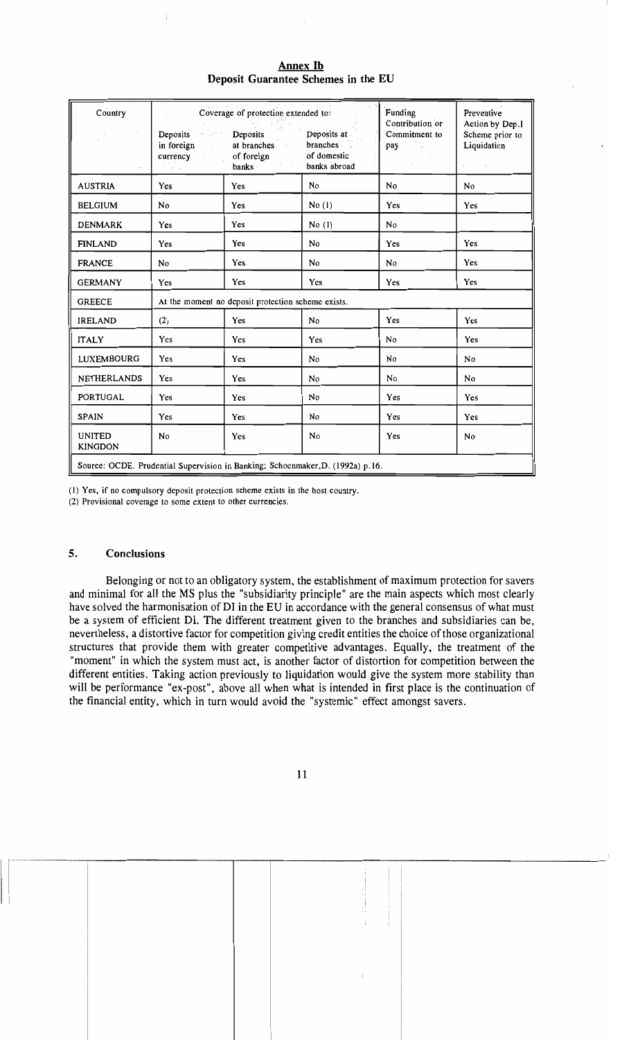**Annex Ib**

**Deposit Guarantee Schemes in the EU**

| Country | Coverage of protection extended to: | | | Funding Contribution or Commitment to pay | Preventive Action by Dep.I Scheme prior to Liquidation |
|---|---|---|---|---|---|
| | Deposits in foreign currency | Deposits at branches of foreign banks | Deposits at branches of domestic banks abroad | | |
| AUSTRIA | Yes | Yes | No | No | No |
| BELGIUM | No | Yes | No (1) | Yes | Yes |
| DENMARK | Yes | Yes | No (1) | No | |
| FINLAND | Yes | Yes | No | Yes | Yes |
| FRANCE | No | Yes | No | No | Yes |
| GERMANY | Yes | Yes | Yes | Yes | Yes |
| GREECE | At the moment no deposit protection scheme exists. | | | | |
| IRELAND | (2) | Yes | No | Yes | Yes |
| ITALY | Yes | Yes | Yes | No | Yes |
| LUXEMBOURG | Yes | Yes | No | No | No |
| NETHERLANDS | Yes | Yes | No | No | No |
| PORTUGAL | Yes | Yes | No | Yes | Yes |
| SPAIN | Yes | Yes | No | Yes | Yes |
| UNITED KINGDON | No | Yes | No | Yes | No |

Source: OCDE. Prudential Supervision in Banking; Schoenmaker,D. (1992a) p.16.

(1) Yes, if no compulsory deposit protection scheme exists in the host country.

(2) Provisional coverage to some extent to other currencies.

## 5. Conclusions

Belonging or not to an obligatory system, the establishment of maximum protection for savers and minimal for all the MS plus the "subsidiarity principle" are the main aspects which most clearly have solved the harmonisation of DI in the EU in accordance with the general consensus of what must be a system of efficient DI. The different treatment given to the branches and subsidiaries can be, nevertheless, a distortive factor for competition giving credit entities the choice of those organizational structures that provide them with greater competitive advantages. Equally, the treatment of the "moment" in which the system must act, is another factor of distortion for competition between the different entities. Taking action previously to liquidation would give the system more stability than will be performance "ex-post", above all when what is intended in first place is the continuation of the financial entity, which in turn would avoid the "systemic" effect amongst savers.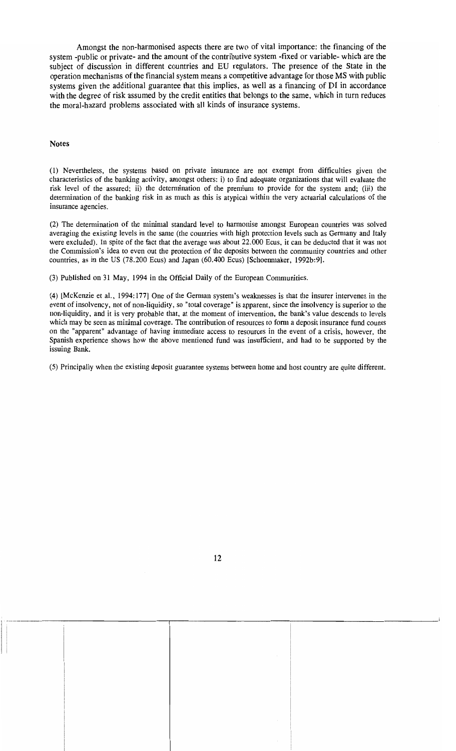Amongst the non-harmonised aspects there are two of vital importance: the financing of the system -public or private- and the amount of the contributive system -fixed or variable- which are the subject of discussion in different countries and EU regulators. The presence of the State in the operation mechanisms of the financial system means a competitive advantage for those MS with public systems given the additional guarantee that this implies, as well as a financing of DI in accordance with the degree of risk assumed by the credit entities that belongs to the same, which in turn reduces the moral-hazard problems associated with all kinds of insurance systems.

## Notes

(1) Nevertheless, the systems based on private insurance are not exempt from difficulties given the characteristics of the banking activity, amongst others: i) to find adequate organizations that will evaluate the risk level of the assured; ii) the determination of the premium to provide for the system and; (iii) the determination of the banking risk in as much as this is atypical within the very actuarial calculations of the insurance agencies.

(2) The determination of the minimal standard level to harmonise amongst European countries was solved averaging the existing levels in the same (the countries with high protection levels such as Germany and Italy were excluded). In spite of the fact that the average was about 22.000 Ecus, it can be deducted that it was not the Commission's idea to even out the protection of the deposits between the community countries and other countries, as in the US (78.200 Ecus) and Japan (60.400 Ecus) [Schoenmaker, 1992b:9].

(3) Published on 31 May, 1994 in the Official Daily of the European Communities.

(4) [McKenzie et al., 1994:177] One of the German system's weaknesses is that the insurer intervenes in the event of insolvency, not of non-liquidity, so "total coverage" is apparent, since the insolvency is superior to the non-liquidity, and it is very probable that, at the moment of intervention, the bank's value descends to levels which may be seen as minimal coverage. The contribution of resources to form a deposit insurance fund counts on the "apparent" advantage of having immediate access to resources in the event of a crisis, however, the Spanish experience shows how the above mentioned fund was insufficient, and had to be supported by the issuing Bank.

(5) Principally when the existing deposit guarantee systems between home and host country are quite different.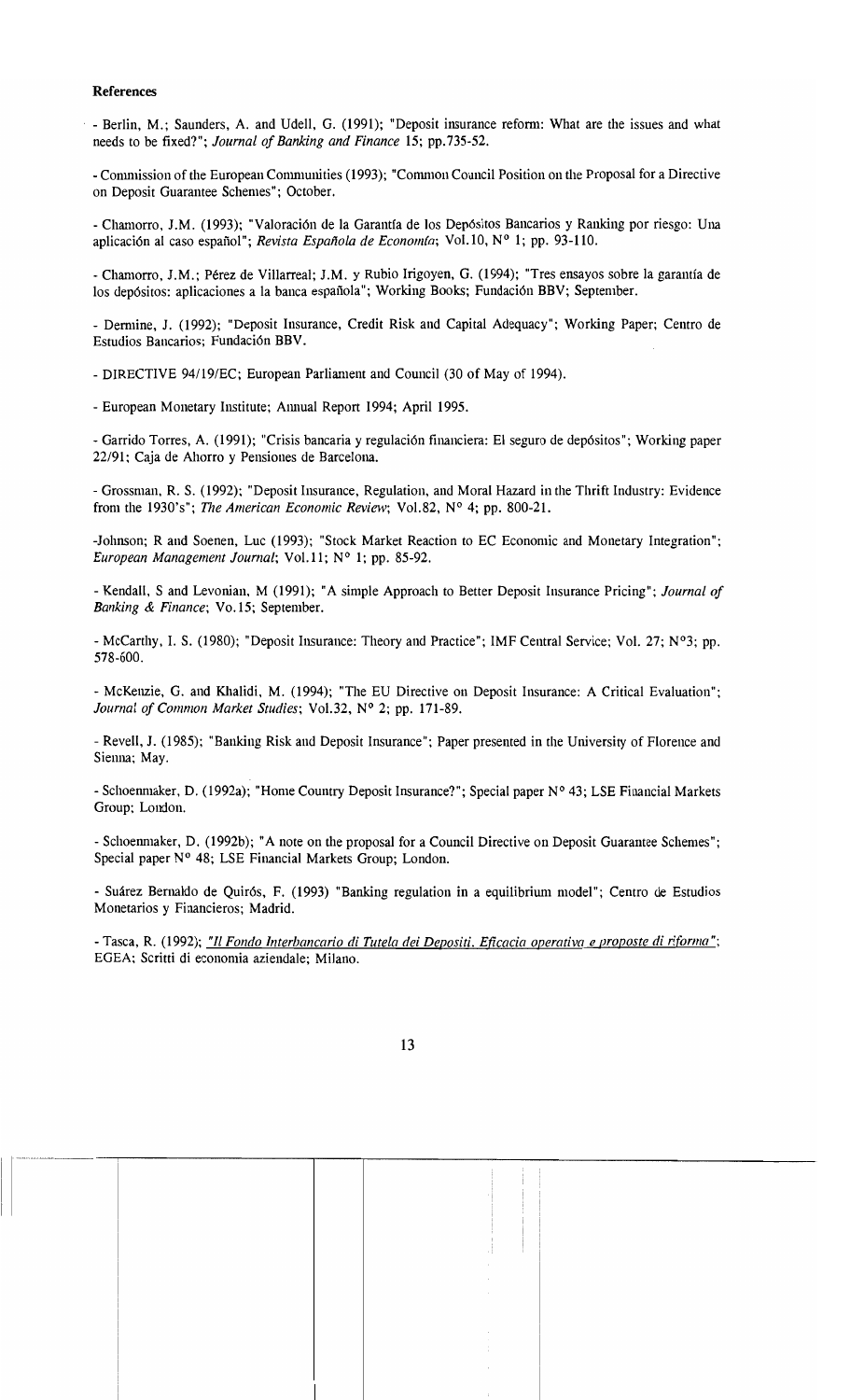**References**

- Berlin, M.; Saunders, A. and Udell, G. (1991); "Deposit insurance reform: What are the issues and what needs to be fixed?"; *Journal of Banking and Finance* 15; pp.735-52.

- Commission of the European Communities (1993); "Common Council Position on the Proposal for a Directive on Deposit Guarantee Schemes"; October.

- Chamorro, J.M. (1993); "Valoración de la Garantía de los Depósitos Bancarios y Ranking por riesgo: Una aplicación al caso español"; *Revista Española de Economía*; Vol.10, Nº 1; pp. 93-110.

- Chamorro, J.M.; Pérez de Villarreal; J.M. y Rubio Irigoyen, G. (1994); "Tres ensayos sobre la garantía de los depósitos: aplicaciones a la banca española"; Working Books; Fundación BBV; September.

- Dermine, J. (1992); "Deposit Insurance, Credit Risk and Capital Adequacy"; Working Paper; Centro de Estudios Bancarios; Fundación BBV.

- DIRECTIVE 94/19/EC; European Parliament and Council (30 of May of 1994).

- European Monetary Institute; Annual Report 1994; April 1995.

- Garrido Torres, A. (1991); "Crisis bancaria y regulación financiera: El seguro de depósitos"; Working paper 22/91; Caja de Ahorro y Pensiones de Barcelona.

- Grossman, R. S. (1992); "Deposit Insurance, Regulation, and Moral Hazard in the Thrift Industry: Evidence from the 1930's"; *The American Economic Review*; Vol.82, Nº 4; pp. 800-21.

-Johnson; R and Soenen, Luc (1993); "Stock Market Reaction to EC Economic and Monetary Integration"; *European Management Journal*; Vol.11; Nº 1; pp. 85-92.

- Kendall, S and Levonian, M (1991); "A simple Approach to Better Deposit Insurance Pricing"; *Journal of Banking & Finance*; Vo.15; September.

- McCarthy, I. S. (1980); "Deposit Insurance: Theory and Practice"; IMF Central Service; Vol. 27; Nº3; pp. 578-600.

- McKenzie, G. and Khalidi, M. (1994); "The EU Directive on Deposit Insurance: A Critical Evaluation"; *Journal of Common Market Studies*; Vol.32, Nº 2; pp. 171-89.

- Revell, J. (1985); "Banking Risk and Deposit Insurance"; Paper presented in the University of Florence and Sienna; May.

- Schoenmaker, D. (1992a); "Home Country Deposit Insurance?"; Special paper Nº 43; LSE Financial Markets Group; London.

- Schoenmaker, D. (1992b); "A note on the proposal for a Council Directive on Deposit Guarantee Schemes"; Special paper Nº 48; LSE Financial Markets Group; London.

- Suárez Bernaldo de Quirós, F. (1993) "Banking regulation in a equilibrium model"; Centro de Estudios Monetarios y Financieros; Madrid.

- Tasca, R. (1992); *"Il Fondo Interbancario di Tutela dei Depositi. Efficacia operativa e proposte di riforma"*; EGEA; Scritti di economia aziendale; Milano.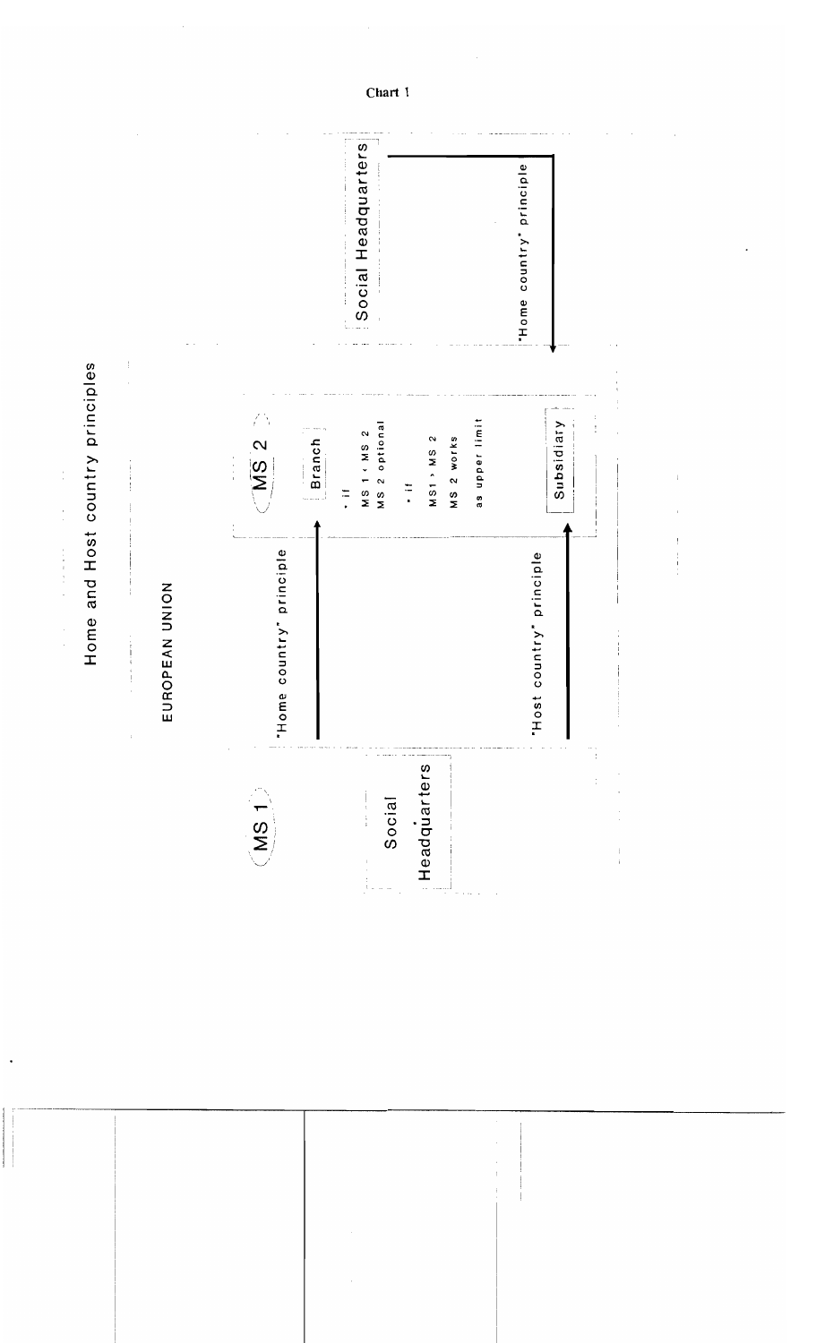Chart 1

## Home and Host country principles

EUROPEAN UNION

MS 1

Social Headquarters

"Home country" principle

"Host country" principle

MS 2

Branch

- if MS 1 < MS 2 MS 2 optional
- if MS1 > MS 2 MS 2 works as upper limit

Subsidiary

Social Headquarters

"Home country" principle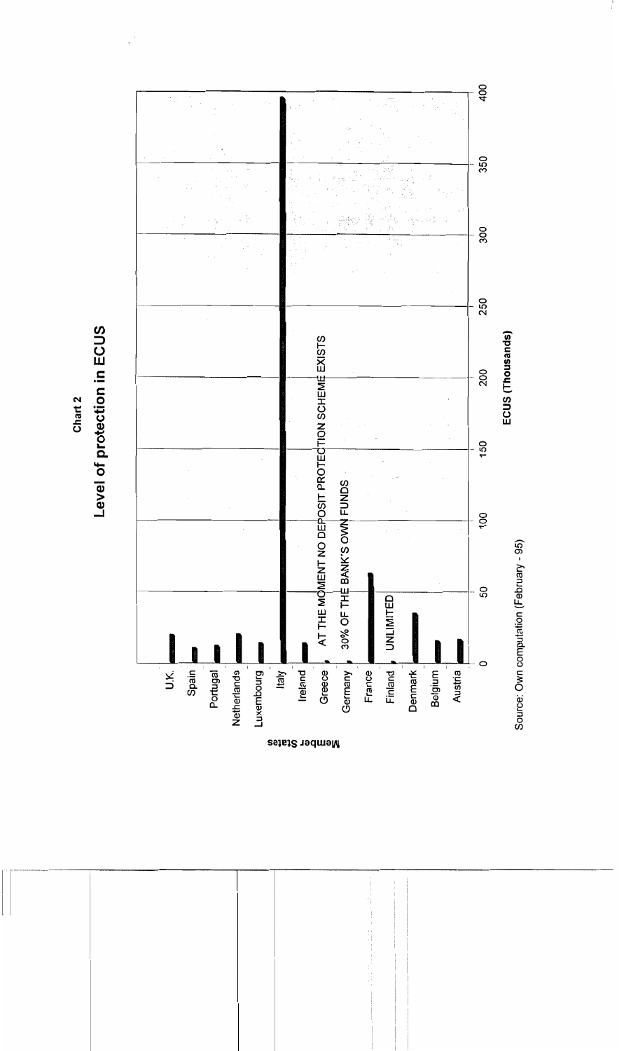Chart 2

**Level of protection in ECUS**

Member States

U.K.

Spain

Portugal

Netherlands

Luxembourg

Italy

Ireland

Greece

Germany

France

Finland

Denmark

Belgium

Austria

AT THE MOMENT NO DEPOSIT PROTECTION SCHEME EXISTS

30% OF THE BANK'S OWN FUNDS

UNLIMITED

0 50 100 150 200 250 300 350 400

**ECUS (Thousands)**

Source: Own computation (February - 95)